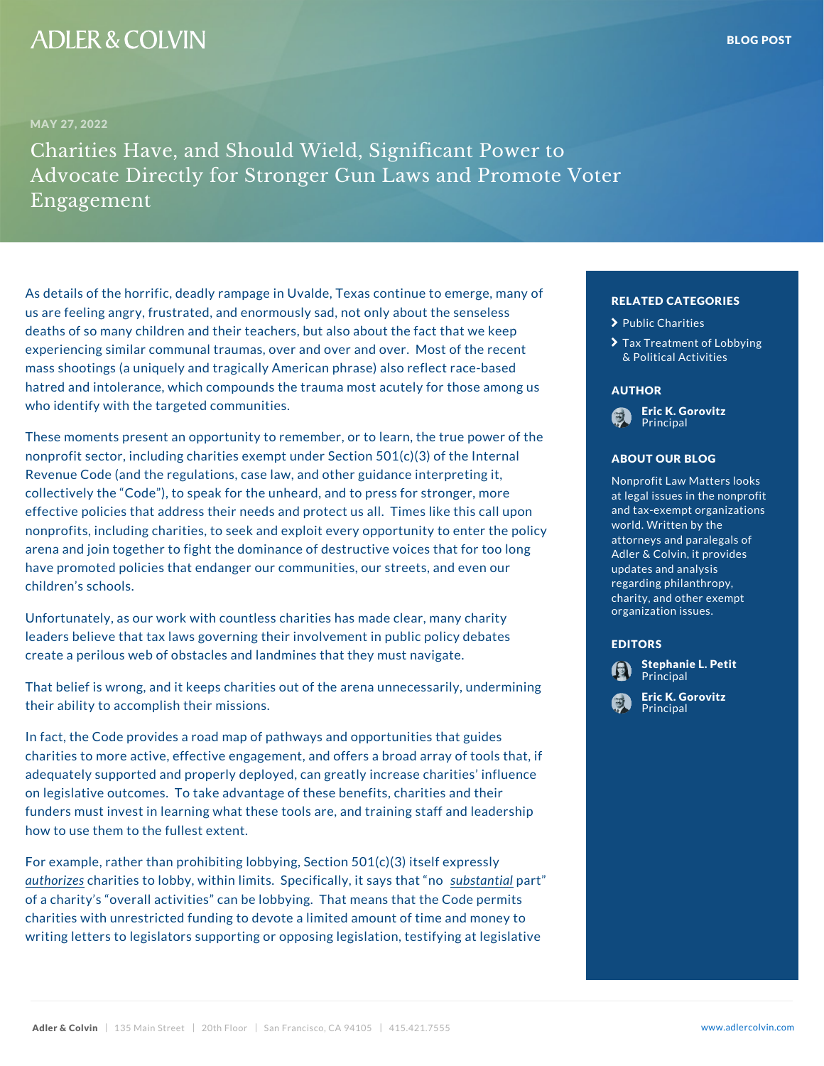BLOG POST

MAY 27, 2022

# Charities Have, and Should Wield, Significant Power to Advocate Directly for Stronger Gun Laws and Promote Voter Engagement

As details of the horrific, deadly rampage in Uvalde, Texas continue to emerge, many of us are feeling angry, frustrated, and enormously sad, not only about the senseless deaths of so many children and their teachers, but also about the fact that we keep experiencing similar communal traumas, over and over and over. Most of the recent mass shootings (a uniquely and tragically American phrase) also reflect race-based hatred and intolerance, which compounds the trauma most acutely for those among us who identify with the targeted communities.

These moments present an opportunity to remember, or to learn, the true power of the nonprofit sector, including charities exempt under Section 501(c)(3) of the Internal Revenue Code (and the regulations, case law, and other guidance interpreting it, collectively the "Code"), to speak for the unheard, and to press for stronger, more effective policies that address their needs and protect us all. Times like this call upon nonprofits, including charities, to seek and exploit every opportunity to enter the policy arena and join together to fight the dominance of destructive voices that for too long have promoted policies that endanger our communities, our streets, and even our children's schools.

Unfortunately, as our work with countless charities has made clear, many charity leaders believe that tax laws governing their involvement in public policy debates create a perilous web of obstacles and landmines that they must navigate.

That belief is wrong, and it keeps charities out of the arena unnecessarily, undermining their ability to accomplish their missions.

In fact, the Code provides a road map of pathways and opportunities that guides charities to more active, effective engagement, and offers a broad array of tools that, if adequately supported and properly deployed, can greatly increase charities' influence on legislative outcomes. To take advantage of these benefits, charities and their funders must invest in learning what these tools are, and training staff and leadership how to use them to the fullest extent.

For example, rather than prohibiting lobbying, Section 501(c)(3) itself expressly *authorizes* charities to lobby, within limits. Specifically, it says that "no *substantial* part" of a charity's "overall activities" can be lobbying. That means that the Code permits charities with unrestricted funding to devote a limited amount of time and money to writing letters to legislators supporting or opposing legislation, testifying at legislative

**RELATED CATEGORIES**

- Public Charities
- Tax Treatment of Lobbying & Political Activities

**AUTHOR**

Eric K. Gorovitz
Principal

**ABOUT OUR BLOG**

Nonprofit Law Matters looks at legal issues in the nonprofit and tax-exempt organizations world. Written by the attorneys and paralegals of Adler & Colvin, it provides updates and analysis regarding philanthropy, charity, and other exempt organization issues.

**EDITORS**

Stephanie L. Petit
Principal

Eric K. Gorovitz
Principal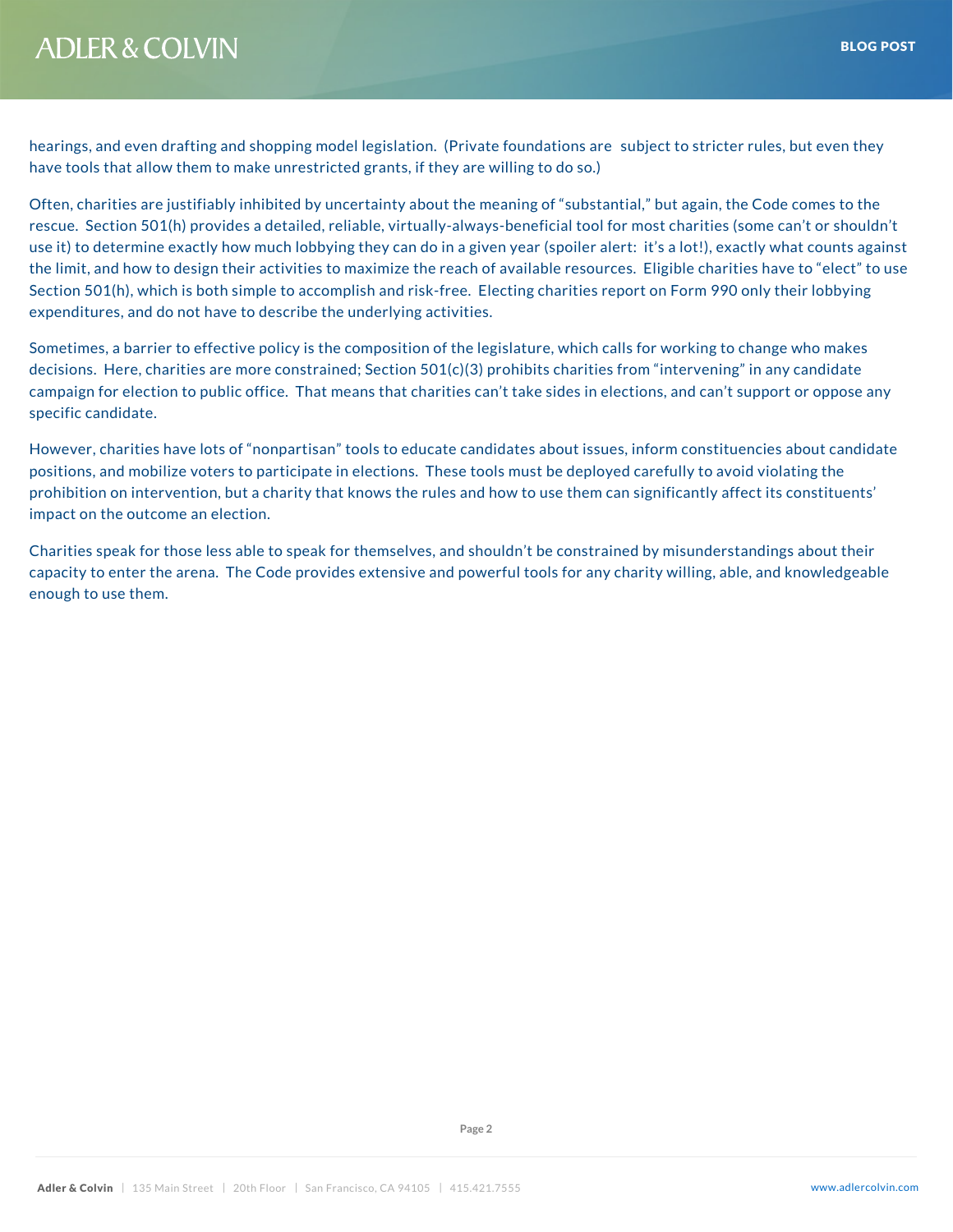hearings, and even drafting and shopping model legislation.  (Private foundations are  subject to stricter rules, but even they have tools that allow them to make unrestricted grants, if they are willing to do so.)

Often, charities are justifiably inhibited by uncertainty about the meaning of "substantial," but again, the Code comes to the rescue.  Section 501(h) provides a detailed, reliable, virtually-always-beneficial tool for most charities (some can't or shouldn't use it) to determine exactly how much lobbying they can do in a given year (spoiler alert:  it's a lot!), exactly what counts against the limit, and how to design their activities to maximize the reach of available resources.  Eligible charities have to "elect" to use Section 501(h), which is both simple to accomplish and risk-free.  Electing charities report on Form 990 only their lobbying expenditures, and do not have to describe the underlying activities.

Sometimes, a barrier to effective policy is the composition of the legislature, which calls for working to change who makes decisions.  Here, charities are more constrained; Section 501(c)(3) prohibits charities from "intervening" in any candidate campaign for election to public office.  That means that charities can't take sides in elections, and can't support or oppose any specific candidate.

However, charities have lots of "nonpartisan" tools to educate candidates about issues, inform constituencies about candidate positions, and mobilize voters to participate in elections.  These tools must be deployed carefully to avoid violating the prohibition on intervention, but a charity that knows the rules and how to use them can significantly affect its constituents' impact on the outcome an election.

Charities speak for those less able to speak for themselves, and shouldn't be constrained by misunderstandings about their capacity to enter the arena.  The Code provides extensive and powerful tools for any charity willing, able, and knowledgeable enough to use them.